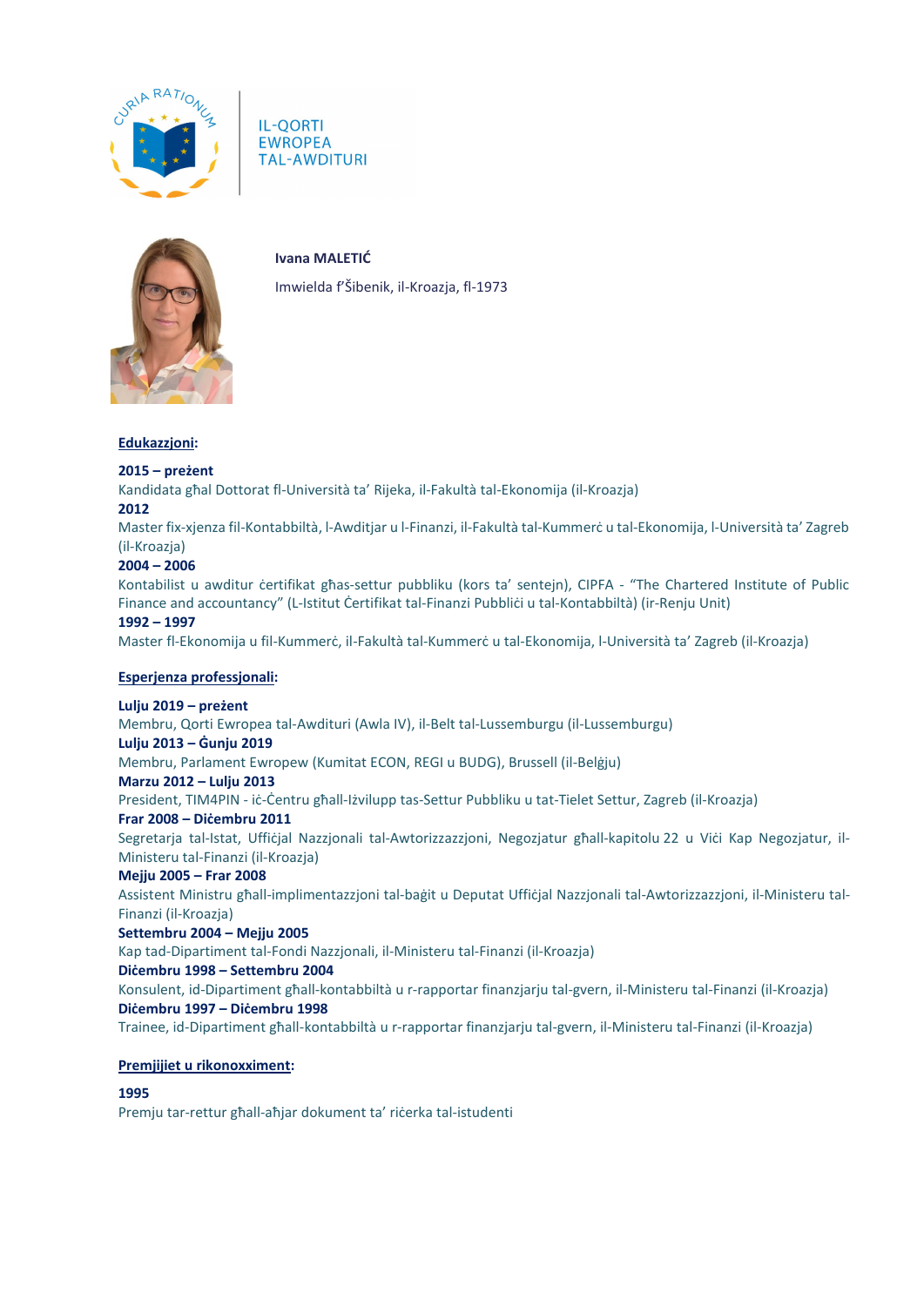IL-QORTI EWROPEA TAL-AWDITURI

**Ivana MALETIĆ**

Imwielda f'Šibenik, il-Kroazja, fl-1973

## Edukazzjoni:

**2015 – preżent**
Kandidata għal Dottorat fl-Università ta' Rijeka, il-Fakultà tal-Ekonomija (il-Kroazja)

**2012**
Master fix-xjenza fil-Kontabbiltà, l-Awditjar u l-Finanzi, il-Fakultà tal-Kummerċ u tal-Ekonomija, l-Università ta' Zagreb (il-Kroazja)

**2004 – 2006**
Kontabilist u awditur ċertifikat għas-settur pubbliku (kors ta' sentejn), CIPFA - "The Chartered Institute of Public Finance and accountancy" (L-Istitut Ċertifikat tal-Finanzi Pubbliċi u tal-Kontabbiltà) (ir-Renju Unit)

**1992 – 1997**
Master fl-Ekonomija u fil-Kummerċ, il-Fakultà tal-Kummerċ u tal-Ekonomija, l-Università ta' Zagreb (il-Kroazja)

## Esperjenza professjonali:

**Lulju 2019 – preżent**
Membru, Qorti Ewropea tal-Awdituri (Awla IV), il-Belt tal-Lussemburgu (il-Lussemburgu)

**Lulju 2013 – Ġunju 2019**
Membru, Parlament Ewropew (Kumitat ECON, REGI u BUDG), Brussell (il-Belġju)

**Marzu 2012 – Lulju 2013**
President, TIM4PIN - iċ-Ċentru għall-Iżvilupp tas-Settur Pubbliku u tat-Tielet Settur, Zagreb (il-Kroazja)

**Frar 2008 – Diċembru 2011**
Segretarja tal-Istat, Uffiċjal Nazzjonali tal-Awtorizzazzjoni, Negozjatur għall-kapitolu 22 u Viċi Kap Negozjatur, il-Ministeru tal-Finanzi (il-Kroazja)

**Mejju 2005 – Frar 2008**
Assistent Ministru għall-implimentazzjoni tal-baġit u Deputat Uffiċjal Nazzjonali tal-Awtorizzazzjoni, il-Ministeru tal-Finanzi (il-Kroazja)

**Settembru 2004 – Mejju 2005**
Kap tad-Dipartiment tal-Fondi Nazzjonali, il-Ministeru tal-Finanzi (il-Kroazja)

**Diċembru 1998 – Settembru 2004**
Konsulent, id-Dipartiment għall-kontabbiltà u r-rapportar finanzjarju tal-gvern, il-Ministeru tal-Finanzi (il-Kroazja)

**Diċembru 1997 – Diċembru 1998**
Trainee, id-Dipartiment għall-kontabbiltà u r-rapportar finanzjarju tal-gvern, il-Ministeru tal-Finanzi (il-Kroazja)

## Premjijiet u rikonoxximent:

**1995**
Premju tar-rettur għall-aħjar dokument ta' riċerka tal-istudenti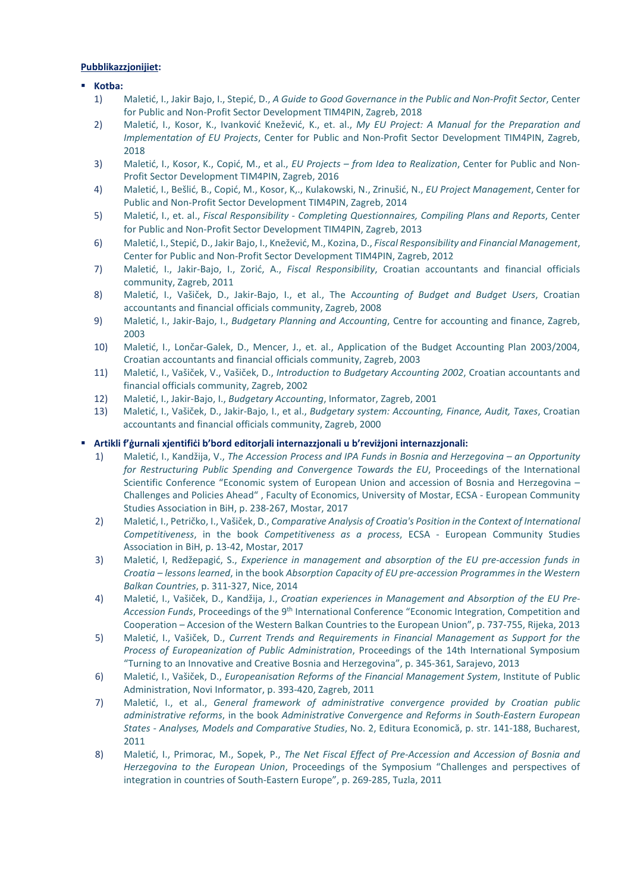**Pubblikazzjonijiet:**

- **Kotba:**
  1) Maletić, I., Jakir Bajo, I., Stepić, D., *A Guide to Good Governance in the Public and Non-Profit Sector*, Center for Public and Non-Profit Sector Development TIM4PIN, Zagreb, 2018
  2) Maletić, I., Kosor, K., Ivanković Knežević, K., et. al., *My EU Project: A Manual for the Preparation and Implementation of EU Projects*, Center for Public and Non-Profit Sector Development TIM4PIN, Zagreb, 2018
  3) Maletić, I., Kosor, K., Copić, M., et al., *EU Projects – from Idea to Realization*, Center for Public and Non-Profit Sector Development TIM4PIN, Zagreb, 2016
  4) Maletić, I., Bešlić, B., Copić, M., Kosor, K,., Kulakowski, N., Zrinušić, N., *EU Project Management*, Center for Public and Non-Profit Sector Development TIM4PIN, Zagreb, 2014
  5) Maletić, I., et. al., *Fiscal Responsibility - Completing Questionnaires, Compiling Plans and Reports*, Center for Public and Non-Profit Sector Development TIM4PIN, Zagreb, 2013
  6) Maletić, I., Stepić, D., Jakir Bajo, I., Knežević, M., Kozina, D., *Fiscal Responsibility and Financial Management*, Center for Public and Non-Profit Sector Development TIM4PIN, Zagreb, 2012
  7) Maletić, I., Jakir-Bajo, I., Zorić, A., *Fiscal Responsibility*, Croatian accountants and financial officials community, Zagreb, 2011
  8) Maletić, I., Vašiček, D., Jakir-Bajo, I., et al., The A*ccounting of Budget and Budget Users*, Croatian accountants and financial officials community, Zagreb, 2008
  9) Maletić, I., Jakir-Bajo, I., *Budgetary Planning and Accounting*, Centre for accounting and finance, Zagreb, 2003
  10) Maletić, I., Lončar-Galek, D., Mencer, J., et. al., Application of the Budget Accounting Plan 2003/2004, Croatian accountants and financial officials community, Zagreb, 2003
  11) Maletić, I., Vašiček, V., Vašiček, D., *Introduction to Budgetary Accounting 2002*, Croatian accountants and financial officials community, Zagreb, 2002
  12) Maletić, I., Jakir-Bajo, I., *Budgetary Accounting*, Informator, Zagreb, 2001
  13) Maletić, I., Vašiček, D., Jakir-Bajo, I., et al., *Budgetary system: Accounting, Finance, Audit, Taxes*, Croatian accountants and financial officials community, Zagreb, 2000

- **Artikli f'ġurnali xjentifiċi b'bord editorjali internazzjonali u b'reviżjoni internazzjonali:**
  1) Maletić, I., Kandžija, V., *The Accession Process and IPA Funds in Bosnia and Herzegovina – an Opportunity for Restructuring Public Spending and Convergence Towards the EU*, Proceedings of the International Scientific Conference "Economic system of European Union and accession of Bosnia and Herzegovina – Challenges and Policies Ahead" , Faculty of Economics, University of Mostar, ECSA - European Community Studies Association in BiH, p. 238-267, Mostar, 2017
  2) Maletić, I., Petričko, I., Vašiček, D., *Comparative Analysis of Croatia's Position in the Context of International Competitiveness*, in the book *Competitiveness as a process*, ECSA - European Community Studies Association in BiH, p. 13-42, Mostar, 2017
  3) Maletić, I, Redžepagić, S., *Experience in management and absorption of the EU pre-accession funds in Croatia – lessons learned*, in the book *Absorption Capacity of EU pre-accession Programmes in the Western Balkan Countries*, p. 311-327, Nice, 2014
  4) Maletić, I., Vašiček, D., Kandžija, J., *Croatian experiences in Management and Absorption of the EU Pre-Accession Funds*, Proceedings of the 9th International Conference "Economic Integration, Competition and Cooperation – Accesion of the Western Balkan Countries to the European Union", p. 737-755, Rijeka, 2013
  5) Maletić, I., Vašiček, D., *Current Trends and Requirements in Financial Management as Support for the Process of Europeanization of Public Administration*, Proceedings of the 14th International Symposium "Turning to an Innovative and Creative Bosnia and Herzegovina", p. 345-361, Sarajevo, 2013
  6) Maletić, I., Vašiček, D., *Europeanisation Reforms of the Financial Management System*, Institute of Public Administration, Novi Informator, p. 393-420, Zagreb, 2011
  7) Maletić, I., et al., *General framework of administrative convergence provided by Croatian public administrative reforms*, in the book *Administrative Convergence and Reforms in South-Eastern European States - Analyses, Models and Comparative Studies*, No. 2, Editura Economică, p. str. 141-188, Bucharest, 2011
  8) Maletić, I., Primorac, M., Sopek, P., *The Net Fiscal Effect of Pre-Accession and Accession of Bosnia and Herzegovina to the European Union*, Proceedings of the Symposium "Challenges and perspectives of integration in countries of South-Eastern Europe", p. 269-285, Tuzla, 2011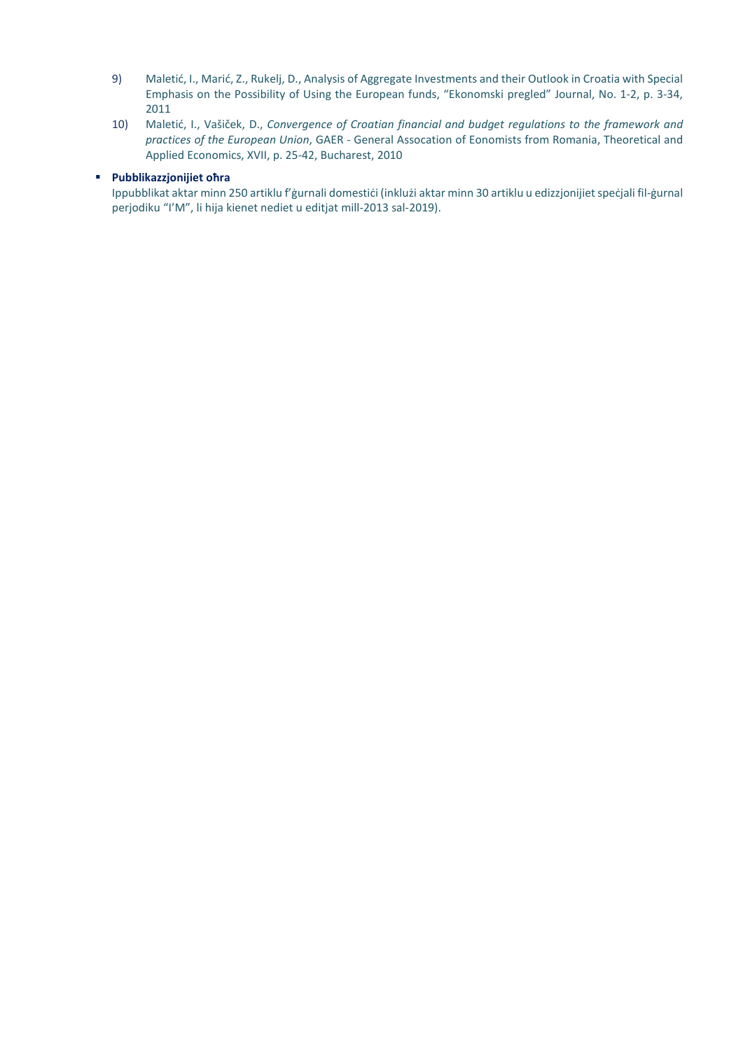9) Maletić, I., Marić, Z., Rukelj, D., Analysis of Aggregate Investments and their Outlook in Croatia with Special Emphasis on the Possibility of Using the European funds, "Ekonomski pregled" Journal, No. 1-2, p. 3-34, 2011

10) Maletić, I., Vašiček, D., *Convergence of Croatian financial and budget regulations to the framework and practices of the European Union*, GAER - General Assocation of Eonomists from Romania, Theoretical and Applied Economics, XVII, p. 25-42, Bucharest, 2010

- **Pubblikazzjonijiet oħra**

  Ippubblikat aktar minn 250 artiklu f'ġurnali domestiċi (inklużi aktar minn 30 artiklu u edizzjonijiet speċjali fil-ġurnal perjodiku "I'M", li hija kienet nediet u editjat mill-2013 sal-2019).